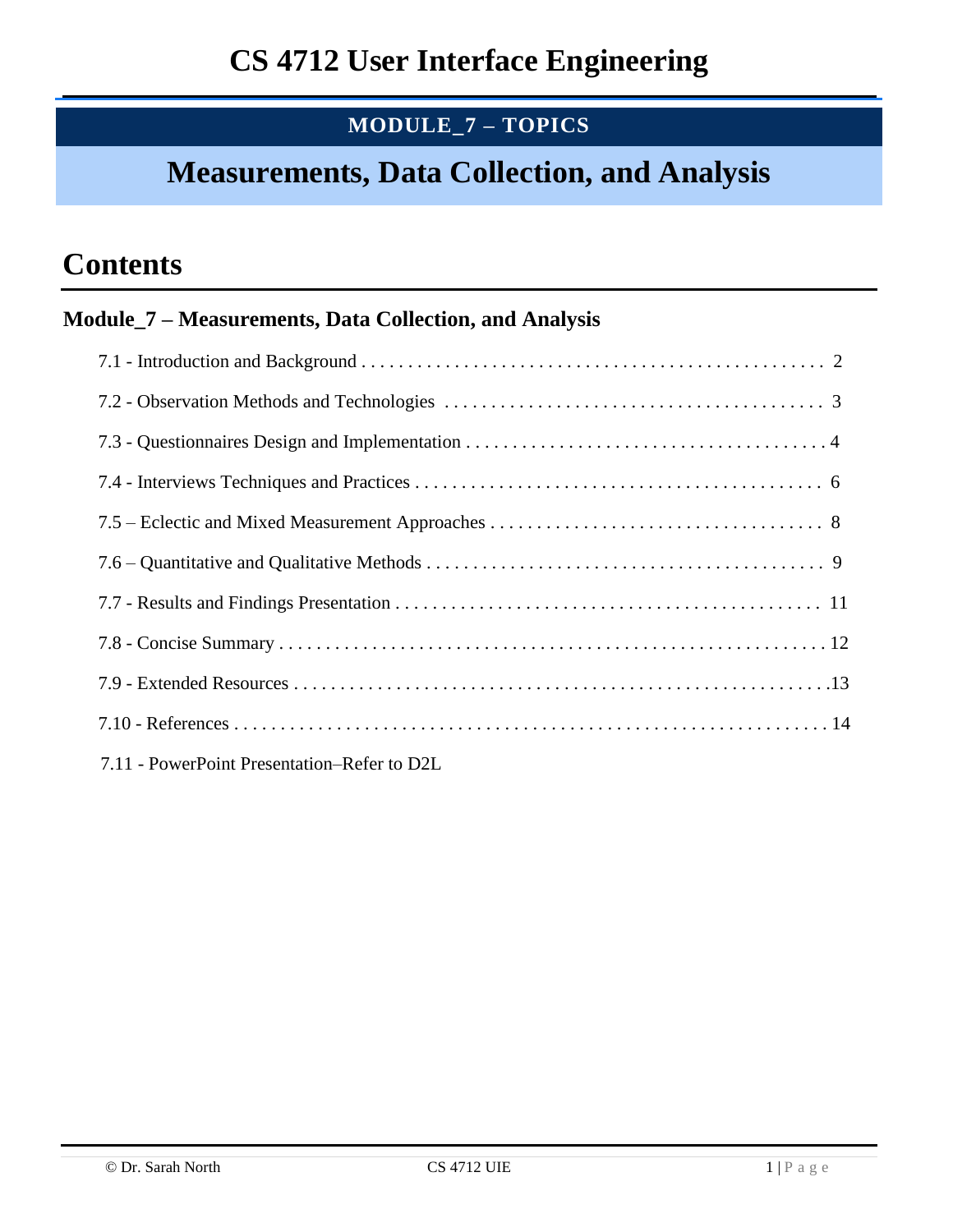# CS 4712 User Interface Engineering

**MODULE_7 – TOPICS**

## Measurements, Data Collection, and Analysis

# Contents

### Module_7 – Measurements, Data Collection, and Analysis

- 7.1 - Introduction and Background . . . . . . . . . . . . . . . . . . . . . . . . . . . . . . . . . . . . . . . . . . . . . . . . . . 2
- 7.2 - Observation Methods and Technologies . . . . . . . . . . . . . . . . . . . . . . . . . . . . . . . . . . . . . . . . 3
- 7.3 - Questionnaires Design and Implementation . . . . . . . . . . . . . . . . . . . . . . . . . . . . . . . . . . . . . . 4
- 7.4 - Interviews Techniques and Practices . . . . . . . . . . . . . . . . . . . . . . . . . . . . . . . . . . . . . . . . . . . . 6
- 7.5 – Eclectic and Mixed Measurement Approaches . . . . . . . . . . . . . . . . . . . . . . . . . . . . . . . . . . . 8
- 7.6 – Quantitative and Qualitative Methods . . . . . . . . . . . . . . . . . . . . . . . . . . . . . . . . . . . . . . . . . . 9
- 7.7 - Results and Findings Presentation . . . . . . . . . . . . . . . . . . . . . . . . . . . . . . . . . . . . . . . . . . . . . 11
- 7.8 - Concise Summary . . . . . . . . . . . . . . . . . . . . . . . . . . . . . . . . . . . . . . . . . . . . . . . . . . . . . . . . . . 12
- 7.9 - Extended Resources . . . . . . . . . . . . . . . . . . . . . . . . . . . . . . . . . . . . . . . . . . . . . . . . . . . . . . . .13
- 7.10 - References . . . . . . . . . . . . . . . . . . . . . . . . . . . . . . . . . . . . . . . . . . . . . . . . . . . . . . . . . . . . . . . 14
- 7.11 - PowerPoint Presentation–Refer to D2L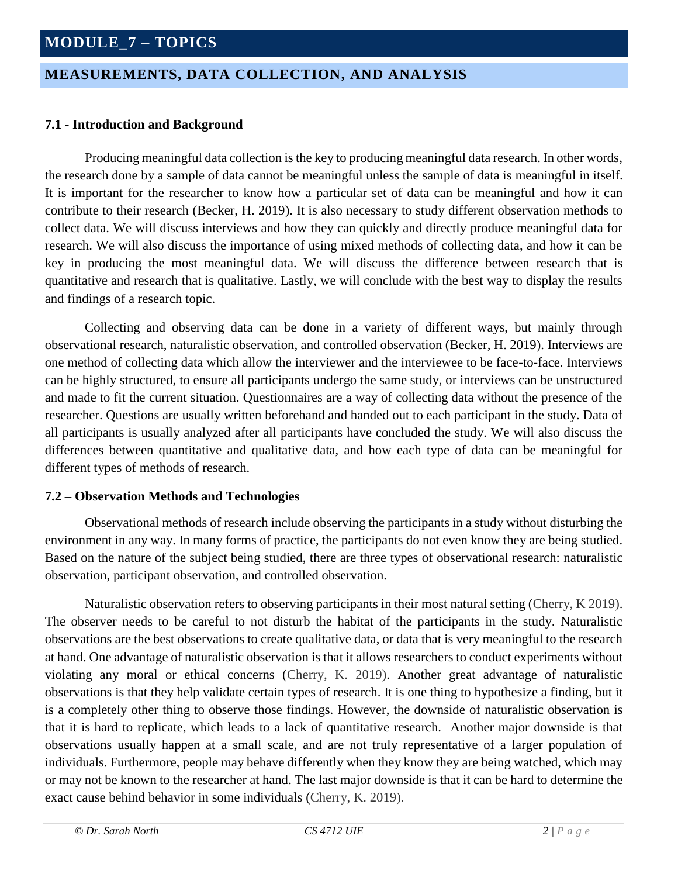# MODULE_7 – TOPICS

## MEASUREMENTS, DATA COLLECTION, AND ANALYSIS

### 7.1 - Introduction and Background

Producing meaningful data collection is the key to producing meaningful data research. In other words, the research done by a sample of data cannot be meaningful unless the sample of data is meaningful in itself. It is important for the researcher to know how a particular set of data can be meaningful and how it can contribute to their research (Becker, H. 2019). It is also necessary to study different observation methods to collect data. We will discuss interviews and how they can quickly and directly produce meaningful data for research. We will also discuss the importance of using mixed methods of collecting data, and how it can be key in producing the most meaningful data. We will discuss the difference between research that is quantitative and research that is qualitative. Lastly, we will conclude with the best way to display the results and findings of a research topic.

Collecting and observing data can be done in a variety of different ways, but mainly through observational research, naturalistic observation, and controlled observation (Becker, H. 2019). Interviews are one method of collecting data which allow the interviewer and the interviewee to be face-to-face. Interviews can be highly structured, to ensure all participants undergo the same study, or interviews can be unstructured and made to fit the current situation. Questionnaires are a way of collecting data without the presence of the researcher. Questions are usually written beforehand and handed out to each participant in the study. Data of all participants is usually analyzed after all participants have concluded the study. We will also discuss the differences between quantitative and qualitative data, and how each type of data can be meaningful for different types of methods of research.

### 7.2 – Observation Methods and Technologies

Observational methods of research include observing the participants in a study without disturbing the environment in any way. In many forms of practice, the participants do not even know they are being studied. Based on the nature of the subject being studied, there are three types of observational research: naturalistic observation, participant observation, and controlled observation.

Naturalistic observation refers to observing participants in their most natural setting (Cherry, K 2019). The observer needs to be careful to not disturb the habitat of the participants in the study. Naturalistic observations are the best observations to create qualitative data, or data that is very meaningful to the research at hand. One advantage of naturalistic observation is that it allows researchers to conduct experiments without violating any moral or ethical concerns (Cherry, K. 2019). Another great advantage of naturalistic observations is that they help validate certain types of research. It is one thing to hypothesize a finding, but it is a completely other thing to observe those findings. However, the downside of naturalistic observation is that it is hard to replicate, which leads to a lack of quantitative research. Another major downside is that observations usually happen at a small scale, and are not truly representative of a larger population of individuals. Furthermore, people may behave differently when they know they are being watched, which may or may not be known to the researcher at hand. The last major downside is that it can be hard to determine the exact cause behind behavior in some individuals (Cherry, K. 2019).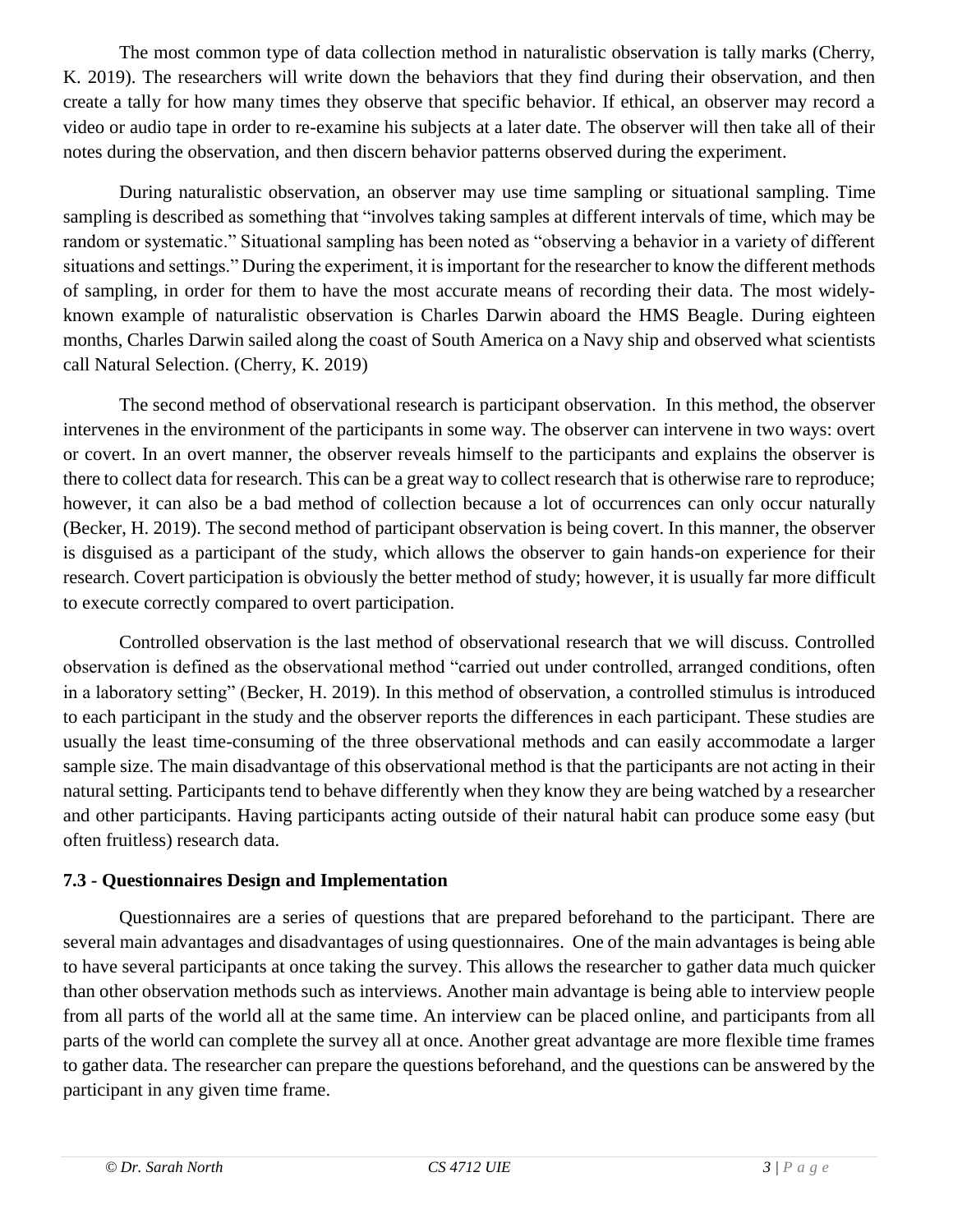The most common type of data collection method in naturalistic observation is tally marks (Cherry, K. 2019). The researchers will write down the behaviors that they find during their observation, and then create a tally for how many times they observe that specific behavior. If ethical, an observer may record a video or audio tape in order to re-examine his subjects at a later date. The observer will then take all of their notes during the observation, and then discern behavior patterns observed during the experiment.

During naturalistic observation, an observer may use time sampling or situational sampling. Time sampling is described as something that "involves taking samples at different intervals of time, which may be random or systematic." Situational sampling has been noted as "observing a behavior in a variety of different situations and settings." During the experiment, it is important for the researcher to know the different methods of sampling, in order for them to have the most accurate means of recording their data. The most widely-known example of naturalistic observation is Charles Darwin aboard the HMS Beagle. During eighteen months, Charles Darwin sailed along the coast of South America on a Navy ship and observed what scientists call Natural Selection. (Cherry, K. 2019)

The second method of observational research is participant observation. In this method, the observer intervenes in the environment of the participants in some way. The observer can intervene in two ways: overt or covert. In an overt manner, the observer reveals himself to the participants and explains the observer is there to collect data for research. This can be a great way to collect research that is otherwise rare to reproduce; however, it can also be a bad method of collection because a lot of occurrences can only occur naturally (Becker, H. 2019). The second method of participant observation is being covert. In this manner, the observer is disguised as a participant of the study, which allows the observer to gain hands-on experience for their research. Covert participation is obviously the better method of study; however, it is usually far more difficult to execute correctly compared to overt participation.

Controlled observation is the last method of observational research that we will discuss. Controlled observation is defined as the observational method "carried out under controlled, arranged conditions, often in a laboratory setting" (Becker, H. 2019). In this method of observation, a controlled stimulus is introduced to each participant in the study and the observer reports the differences in each participant. These studies are usually the least time-consuming of the three observational methods and can easily accommodate a larger sample size. The main disadvantage of this observational method is that the participants are not acting in their natural setting. Participants tend to behave differently when they know they are being watched by a researcher and other participants. Having participants acting outside of their natural habit can produce some easy (but often fruitless) research data.

### 7.3 - Questionnaires Design and Implementation

Questionnaires are a series of questions that are prepared beforehand to the participant. There are several main advantages and disadvantages of using questionnaires. One of the main advantages is being able to have several participants at once taking the survey. This allows the researcher to gather data much quicker than other observation methods such as interviews. Another main advantage is being able to interview people from all parts of the world all at the same time. An interview can be placed online, and participants from all parts of the world can complete the survey all at once. Another great advantage are more flexible time frames to gather data. The researcher can prepare the questions beforehand, and the questions can be answered by the participant in any given time frame.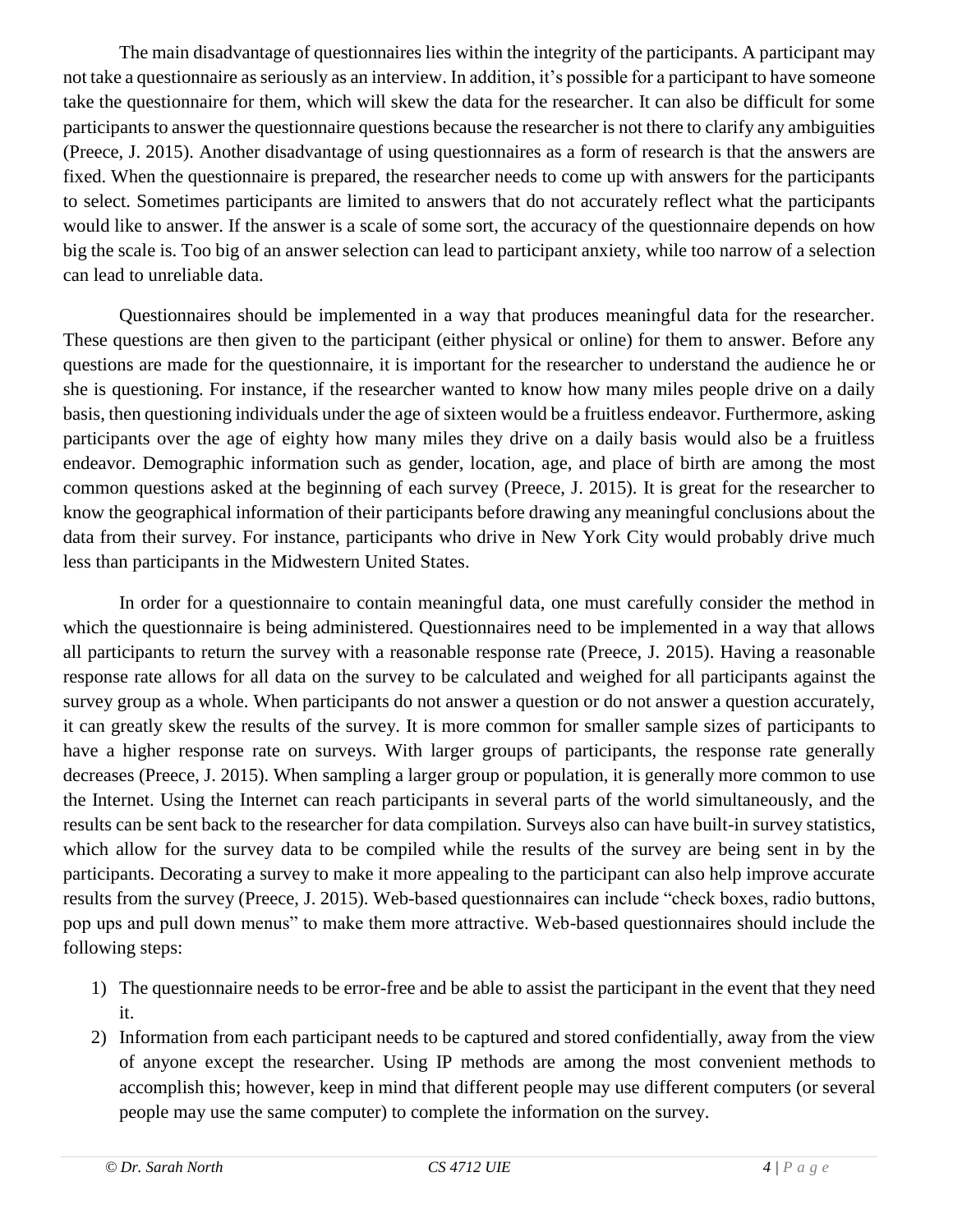The main disadvantage of questionnaires lies within the integrity of the participants. A participant may not take a questionnaire as seriously as an interview. In addition, it's possible for a participant to have someone take the questionnaire for them, which will skew the data for the researcher. It can also be difficult for some participants to answer the questionnaire questions because the researcher is not there to clarify any ambiguities (Preece, J. 2015). Another disadvantage of using questionnaires as a form of research is that the answers are fixed. When the questionnaire is prepared, the researcher needs to come up with answers for the participants to select. Sometimes participants are limited to answers that do not accurately reflect what the participants would like to answer. If the answer is a scale of some sort, the accuracy of the questionnaire depends on how big the scale is. Too big of an answer selection can lead to participant anxiety, while too narrow of a selection can lead to unreliable data.

Questionnaires should be implemented in a way that produces meaningful data for the researcher. These questions are then given to the participant (either physical or online) for them to answer. Before any questions are made for the questionnaire, it is important for the researcher to understand the audience he or she is questioning. For instance, if the researcher wanted to know how many miles people drive on a daily basis, then questioning individuals under the age of sixteen would be a fruitless endeavor. Furthermore, asking participants over the age of eighty how many miles they drive on a daily basis would also be a fruitless endeavor. Demographic information such as gender, location, age, and place of birth are among the most common questions asked at the beginning of each survey (Preece, J. 2015). It is great for the researcher to know the geographical information of their participants before drawing any meaningful conclusions about the data from their survey. For instance, participants who drive in New York City would probably drive much less than participants in the Midwestern United States.

In order for a questionnaire to contain meaningful data, one must carefully consider the method in which the questionnaire is being administered. Questionnaires need to be implemented in a way that allows all participants to return the survey with a reasonable response rate (Preece, J. 2015). Having a reasonable response rate allows for all data on the survey to be calculated and weighed for all participants against the survey group as a whole. When participants do not answer a question or do not answer a question accurately, it can greatly skew the results of the survey. It is more common for smaller sample sizes of participants to have a higher response rate on surveys. With larger groups of participants, the response rate generally decreases (Preece, J. 2015). When sampling a larger group or population, it is generally more common to use the Internet. Using the Internet can reach participants in several parts of the world simultaneously, and the results can be sent back to the researcher for data compilation. Surveys also can have built-in survey statistics, which allow for the survey data to be compiled while the results of the survey are being sent in by the participants. Decorating a survey to make it more appealing to the participant can also help improve accurate results from the survey (Preece, J. 2015). Web-based questionnaires can include "check boxes, radio buttons, pop ups and pull down menus" to make them more attractive. Web-based questionnaires should include the following steps:

1) The questionnaire needs to be error-free and be able to assist the participant in the event that they need it.
2) Information from each participant needs to be captured and stored confidentially, away from the view of anyone except the researcher. Using IP methods are among the most convenient methods to accomplish this; however, keep in mind that different people may use different computers (or several people may use the same computer) to complete the information on the survey.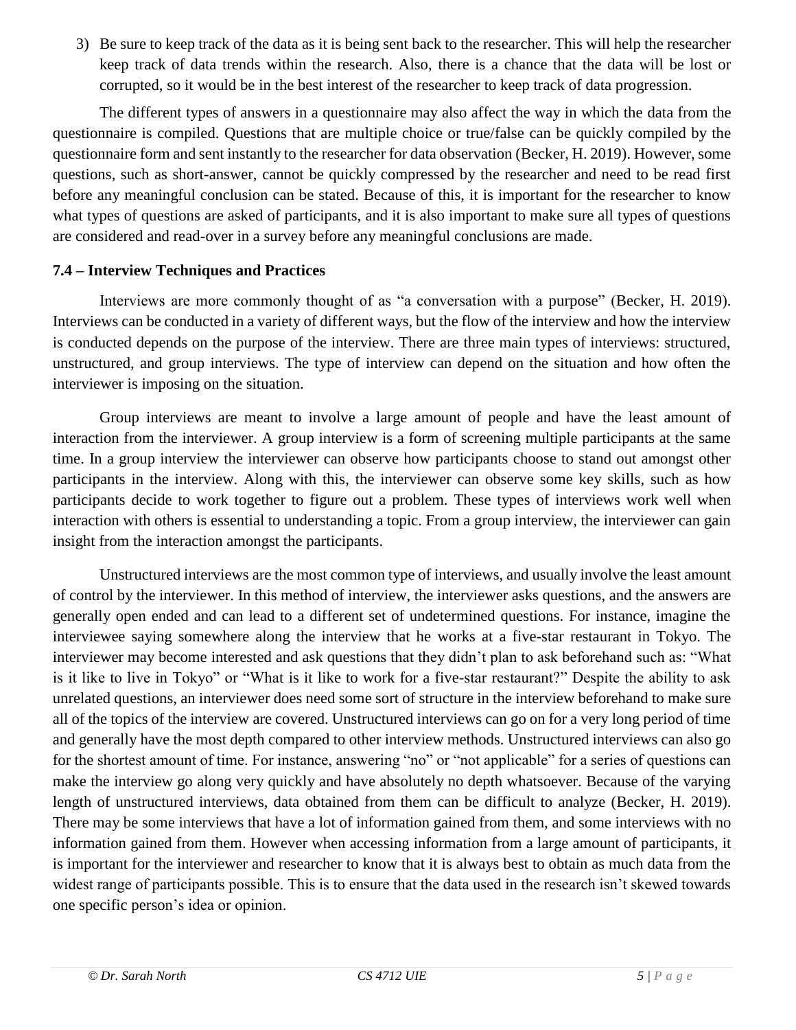3) Be sure to keep track of the data as it is being sent back to the researcher. This will help the researcher keep track of data trends within the research. Also, there is a chance that the data will be lost or corrupted, so it would be in the best interest of the researcher to keep track of data progression.

The different types of answers in a questionnaire may also affect the way in which the data from the questionnaire is compiled. Questions that are multiple choice or true/false can be quickly compiled by the questionnaire form and sent instantly to the researcher for data observation (Becker, H. 2019). However, some questions, such as short-answer, cannot be quickly compressed by the researcher and need to be read first before any meaningful conclusion can be stated. Because of this, it is important for the researcher to know what types of questions are asked of participants, and it is also important to make sure all types of questions are considered and read-over in a survey before any meaningful conclusions are made.

### 7.4 – Interview Techniques and Practices

Interviews are more commonly thought of as "a conversation with a purpose" (Becker, H. 2019). Interviews can be conducted in a variety of different ways, but the flow of the interview and how the interview is conducted depends on the purpose of the interview. There are three main types of interviews: structured, unstructured, and group interviews. The type of interview can depend on the situation and how often the interviewer is imposing on the situation.

Group interviews are meant to involve a large amount of people and have the least amount of interaction from the interviewer. A group interview is a form of screening multiple participants at the same time. In a group interview the interviewer can observe how participants choose to stand out amongst other participants in the interview. Along with this, the interviewer can observe some key skills, such as how participants decide to work together to figure out a problem. These types of interviews work well when interaction with others is essential to understanding a topic. From a group interview, the interviewer can gain insight from the interaction amongst the participants.

Unstructured interviews are the most common type of interviews, and usually involve the least amount of control by the interviewer. In this method of interview, the interviewer asks questions, and the answers are generally open ended and can lead to a different set of undetermined questions. For instance, imagine the interviewee saying somewhere along the interview that he works at a five-star restaurant in Tokyo. The interviewer may become interested and ask questions that they didn't plan to ask beforehand such as: "What is it like to live in Tokyo" or "What is it like to work for a five-star restaurant?" Despite the ability to ask unrelated questions, an interviewer does need some sort of structure in the interview beforehand to make sure all of the topics of the interview are covered. Unstructured interviews can go on for a very long period of time and generally have the most depth compared to other interview methods. Unstructured interviews can also go for the shortest amount of time. For instance, answering "no" or "not applicable" for a series of questions can make the interview go along very quickly and have absolutely no depth whatsoever. Because of the varying length of unstructured interviews, data obtained from them can be difficult to analyze (Becker, H. 2019). There may be some interviews that have a lot of information gained from them, and some interviews with no information gained from them. However when accessing information from a large amount of participants, it is important for the interviewer and researcher to know that it is always best to obtain as much data from the widest range of participants possible. This is to ensure that the data used in the research isn't skewed towards one specific person's idea or opinion.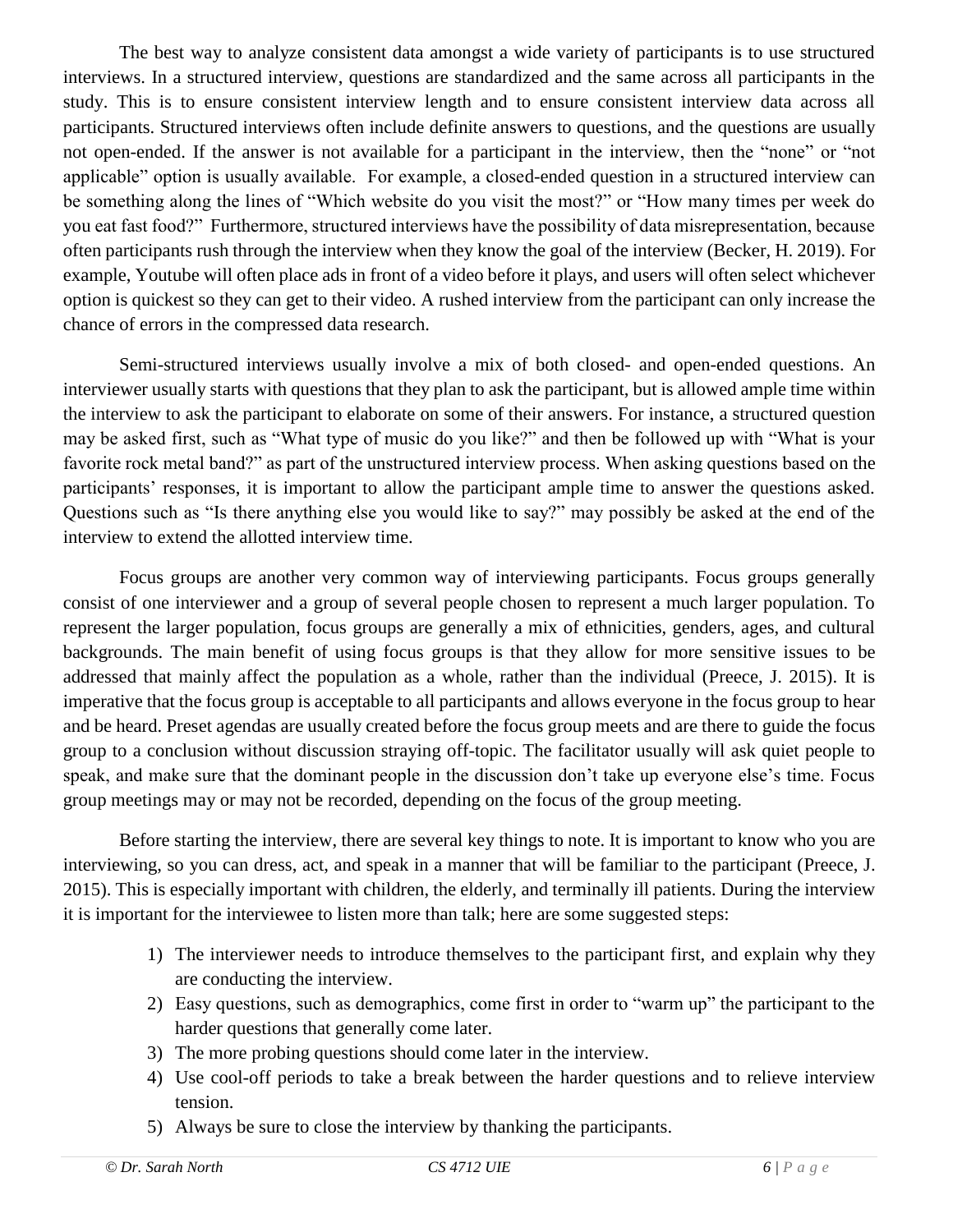The best way to analyze consistent data amongst a wide variety of participants is to use structured interviews. In a structured interview, questions are standardized and the same across all participants in the study. This is to ensure consistent interview length and to ensure consistent interview data across all participants. Structured interviews often include definite answers to questions, and the questions are usually not open-ended. If the answer is not available for a participant in the interview, then the "none" or "not applicable" option is usually available. For example, a closed-ended question in a structured interview can be something along the lines of "Which website do you visit the most?" or "How many times per week do you eat fast food?" Furthermore, structured interviews have the possibility of data misrepresentation, because often participants rush through the interview when they know the goal of the interview (Becker, H. 2019). For example, Youtube will often place ads in front of a video before it plays, and users will often select whichever option is quickest so they can get to their video. A rushed interview from the participant can only increase the chance of errors in the compressed data research.

Semi-structured interviews usually involve a mix of both closed- and open-ended questions. An interviewer usually starts with questions that they plan to ask the participant, but is allowed ample time within the interview to ask the participant to elaborate on some of their answers. For instance, a structured question may be asked first, such as "What type of music do you like?" and then be followed up with "What is your favorite rock metal band?" as part of the unstructured interview process. When asking questions based on the participants' responses, it is important to allow the participant ample time to answer the questions asked. Questions such as "Is there anything else you would like to say?" may possibly be asked at the end of the interview to extend the allotted interview time.

Focus groups are another very common way of interviewing participants. Focus groups generally consist of one interviewer and a group of several people chosen to represent a much larger population. To represent the larger population, focus groups are generally a mix of ethnicities, genders, ages, and cultural backgrounds. The main benefit of using focus groups is that they allow for more sensitive issues to be addressed that mainly affect the population as a whole, rather than the individual (Preece, J. 2015). It is imperative that the focus group is acceptable to all participants and allows everyone in the focus group to hear and be heard. Preset agendas are usually created before the focus group meets and are there to guide the focus group to a conclusion without discussion straying off-topic. The facilitator usually will ask quiet people to speak, and make sure that the dominant people in the discussion don't take up everyone else's time. Focus group meetings may or may not be recorded, depending on the focus of the group meeting.

Before starting the interview, there are several key things to note. It is important to know who you are interviewing, so you can dress, act, and speak in a manner that will be familiar to the participant (Preece, J. 2015). This is especially important with children, the elderly, and terminally ill patients. During the interview it is important for the interviewee to listen more than talk; here are some suggested steps:

1) The interviewer needs to introduce themselves to the participant first, and explain why they are conducting the interview.
2) Easy questions, such as demographics, come first in order to "warm up" the participant to the harder questions that generally come later.
3) The more probing questions should come later in the interview.
4) Use cool-off periods to take a break between the harder questions and to relieve interview tension.
5) Always be sure to close the interview by thanking the participants.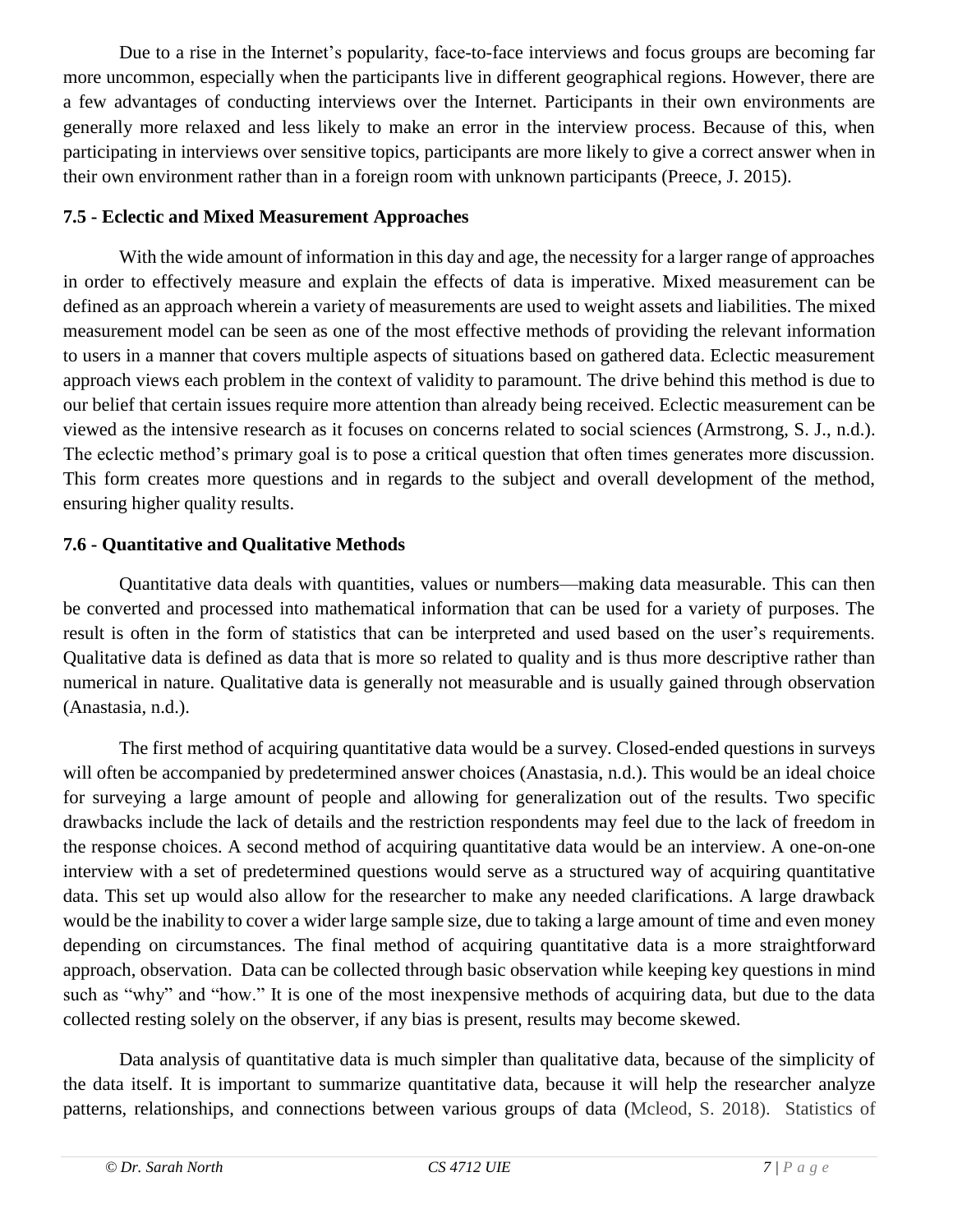Due to a rise in the Internet's popularity, face-to-face interviews and focus groups are becoming far more uncommon, especially when the participants live in different geographical regions. However, there are a few advantages of conducting interviews over the Internet. Participants in their own environments are generally more relaxed and less likely to make an error in the interview process. Because of this, when participating in interviews over sensitive topics, participants are more likely to give a correct answer when in their own environment rather than in a foreign room with unknown participants (Preece, J. 2015).

### 7.5 - Eclectic and Mixed Measurement Approaches

With the wide amount of information in this day and age, the necessity for a larger range of approaches in order to effectively measure and explain the effects of data is imperative. Mixed measurement can be defined as an approach wherein a variety of measurements are used to weight assets and liabilities. The mixed measurement model can be seen as one of the most effective methods of providing the relevant information to users in a manner that covers multiple aspects of situations based on gathered data. Eclectic measurement approach views each problem in the context of validity to paramount. The drive behind this method is due to our belief that certain issues require more attention than already being received. Eclectic measurement can be viewed as the intensive research as it focuses on concerns related to social sciences (Armstrong, S. J., n.d.). The eclectic method's primary goal is to pose a critical question that often times generates more discussion. This form creates more questions and in regards to the subject and overall development of the method, ensuring higher quality results.

### 7.6 - Quantitative and Qualitative Methods

Quantitative data deals with quantities, values or numbers—making data measurable. This can then be converted and processed into mathematical information that can be used for a variety of purposes. The result is often in the form of statistics that can be interpreted and used based on the user's requirements. Qualitative data is defined as data that is more so related to quality and is thus more descriptive rather than numerical in nature. Qualitative data is generally not measurable and is usually gained through observation (Anastasia, n.d.).

The first method of acquiring quantitative data would be a survey. Closed-ended questions in surveys will often be accompanied by predetermined answer choices (Anastasia, n.d.). This would be an ideal choice for surveying a large amount of people and allowing for generalization out of the results. Two specific drawbacks include the lack of details and the restriction respondents may feel due to the lack of freedom in the response choices. A second method of acquiring quantitative data would be an interview. A one-on-one interview with a set of predetermined questions would serve as a structured way of acquiring quantitative data. This set up would also allow for the researcher to make any needed clarifications. A large drawback would be the inability to cover a wider large sample size, due to taking a large amount of time and even money depending on circumstances. The final method of acquiring quantitative data is a more straightforward approach, observation. Data can be collected through basic observation while keeping key questions in mind such as "why" and "how." It is one of the most inexpensive methods of acquiring data, but due to the data collected resting solely on the observer, if any bias is present, results may become skewed.

Data analysis of quantitative data is much simpler than qualitative data, because of the simplicity of the data itself. It is important to summarize quantitative data, because it will help the researcher analyze patterns, relationships, and connections between various groups of data (Mcleod, S. 2018). Statistics of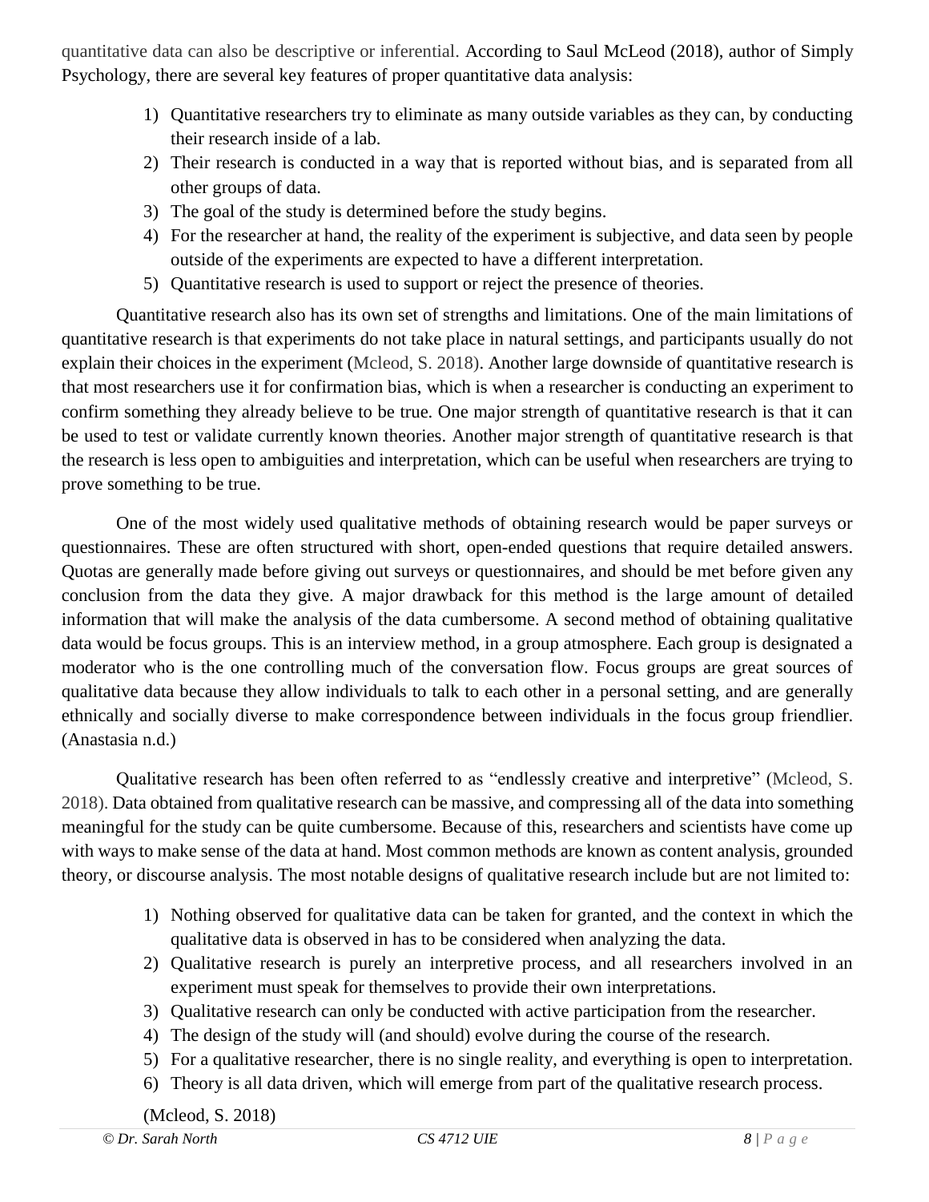quantitative data can also be descriptive or inferential. According to Saul McLeod (2018), author of Simply Psychology, there are several key features of proper quantitative data analysis:

1) Quantitative researchers try to eliminate as many outside variables as they can, by conducting their research inside of a lab.
2) Their research is conducted in a way that is reported without bias, and is separated from all other groups of data.
3) The goal of the study is determined before the study begins.
4) For the researcher at hand, the reality of the experiment is subjective, and data seen by people outside of the experiments are expected to have a different interpretation.
5) Quantitative research is used to support or reject the presence of theories.

Quantitative research also has its own set of strengths and limitations. One of the main limitations of quantitative research is that experiments do not take place in natural settings, and participants usually do not explain their choices in the experiment (Mcleod, S. 2018). Another large downside of quantitative research is that most researchers use it for confirmation bias, which is when a researcher is conducting an experiment to confirm something they already believe to be true. One major strength of quantitative research is that it can be used to test or validate currently known theories. Another major strength of quantitative research is that the research is less open to ambiguities and interpretation, which can be useful when researchers are trying to prove something to be true.

One of the most widely used qualitative methods of obtaining research would be paper surveys or questionnaires. These are often structured with short, open-ended questions that require detailed answers. Quotas are generally made before giving out surveys or questionnaires, and should be met before given any conclusion from the data they give. A major drawback for this method is the large amount of detailed information that will make the analysis of the data cumbersome. A second method of obtaining qualitative data would be focus groups. This is an interview method, in a group atmosphere. Each group is designated a moderator who is the one controlling much of the conversation flow. Focus groups are great sources of qualitative data because they allow individuals to talk to each other in a personal setting, and are generally ethnically and socially diverse to make correspondence between individuals in the focus group friendlier. (Anastasia n.d.)

Qualitative research has been often referred to as "endlessly creative and interpretive" (Mcleod, S. 2018). Data obtained from qualitative research can be massive, and compressing all of the data into something meaningful for the study can be quite cumbersome. Because of this, researchers and scientists have come up with ways to make sense of the data at hand. Most common methods are known as content analysis, grounded theory, or discourse analysis. The most notable designs of qualitative research include but are not limited to:

1) Nothing observed for qualitative data can be taken for granted, and the context in which the qualitative data is observed in has to be considered when analyzing the data.
2) Qualitative research is purely an interpretive process, and all researchers involved in an experiment must speak for themselves to provide their own interpretations.
3) Qualitative research can only be conducted with active participation from the researcher.
4) The design of the study will (and should) evolve during the course of the research.
5) For a qualitative researcher, there is no single reality, and everything is open to interpretation.
6) Theory is all data driven, which will emerge from part of the qualitative research process.

(Mcleod, S. 2018)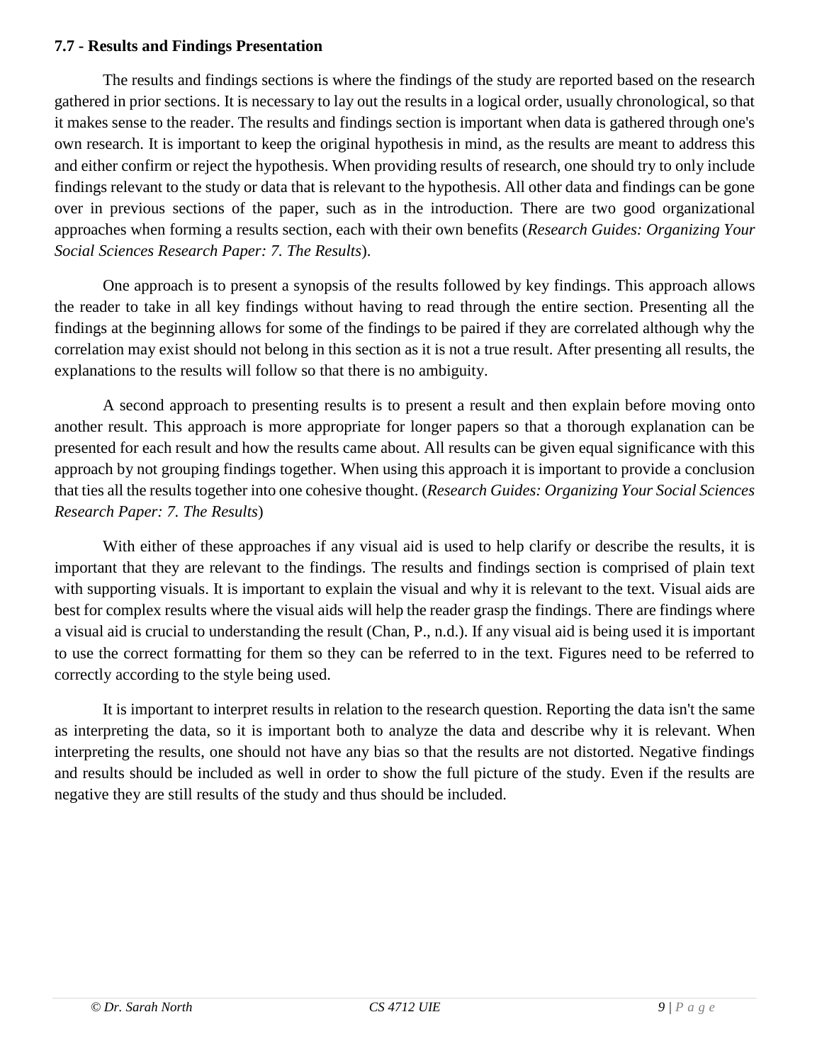**7.7 - Results and Findings Presentation**

The results and findings sections is where the findings of the study are reported based on the research gathered in prior sections. It is necessary to lay out the results in a logical order, usually chronological, so that it makes sense to the reader. The results and findings section is important when data is gathered through one's own research. It is important to keep the original hypothesis in mind, as the results are meant to address this and either confirm or reject the hypothesis. When providing results of research, one should try to only include findings relevant to the study or data that is relevant to the hypothesis. All other data and findings can be gone over in previous sections of the paper, such as in the introduction. There are two good organizational approaches when forming a results section, each with their own benefits (*Research Guides: Organizing Your Social Sciences Research Paper: 7. The Results*).

One approach is to present a synopsis of the results followed by key findings. This approach allows the reader to take in all key findings without having to read through the entire section. Presenting all the findings at the beginning allows for some of the findings to be paired if they are correlated although why the correlation may exist should not belong in this section as it is not a true result. After presenting all results, the explanations to the results will follow so that there is no ambiguity.

A second approach to presenting results is to present a result and then explain before moving onto another result. This approach is more appropriate for longer papers so that a thorough explanation can be presented for each result and how the results came about. All results can be given equal significance with this approach by not grouping findings together. When using this approach it is important to provide a conclusion that ties all the results together into one cohesive thought. (*Research Guides: Organizing Your Social Sciences Research Paper: 7. The Results*)

With either of these approaches if any visual aid is used to help clarify or describe the results, it is important that they are relevant to the findings. The results and findings section is comprised of plain text with supporting visuals. It is important to explain the visual and why it is relevant to the text. Visual aids are best for complex results where the visual aids will help the reader grasp the findings. There are findings where a visual aid is crucial to understanding the result (Chan, P., n.d.). If any visual aid is being used it is important to use the correct formatting for them so they can be referred to in the text. Figures need to be referred to correctly according to the style being used.

It is important to interpret results in relation to the research question. Reporting the data isn't the same as interpreting the data, so it is important both to analyze the data and describe why it is relevant. When interpreting the results, one should not have any bias so that the results are not distorted. Negative findings and results should be included as well in order to show the full picture of the study. Even if the results are negative they are still results of the study and thus should be included.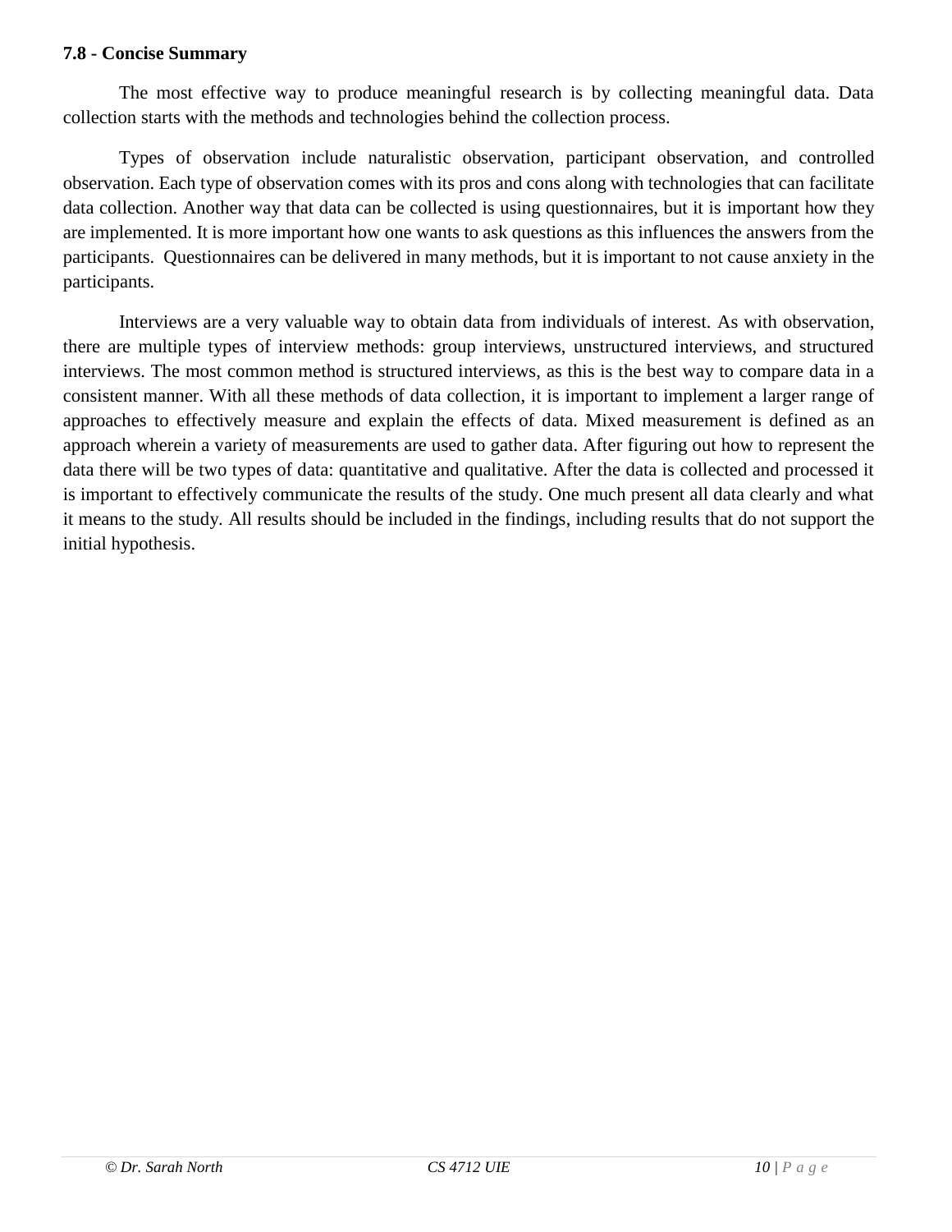**7.8 - Concise Summary**

The most effective way to produce meaningful research is by collecting meaningful data. Data collection starts with the methods and technologies behind the collection process.

Types of observation include naturalistic observation, participant observation, and controlled observation. Each type of observation comes with its pros and cons along with technologies that can facilitate data collection. Another way that data can be collected is using questionnaires, but it is important how they are implemented. It is more important how one wants to ask questions as this influences the answers from the participants. Questionnaires can be delivered in many methods, but it is important to not cause anxiety in the participants.

Interviews are a very valuable way to obtain data from individuals of interest. As with observation, there are multiple types of interview methods: group interviews, unstructured interviews, and structured interviews. The most common method is structured interviews, as this is the best way to compare data in a consistent manner. With all these methods of data collection, it is important to implement a larger range of approaches to effectively measure and explain the effects of data. Mixed measurement is defined as an approach wherein a variety of measurements are used to gather data. After figuring out how to represent the data there will be two types of data: quantitative and qualitative. After the data is collected and processed it is important to effectively communicate the results of the study. One much present all data clearly and what it means to the study. All results should be included in the findings, including results that do not support the initial hypothesis.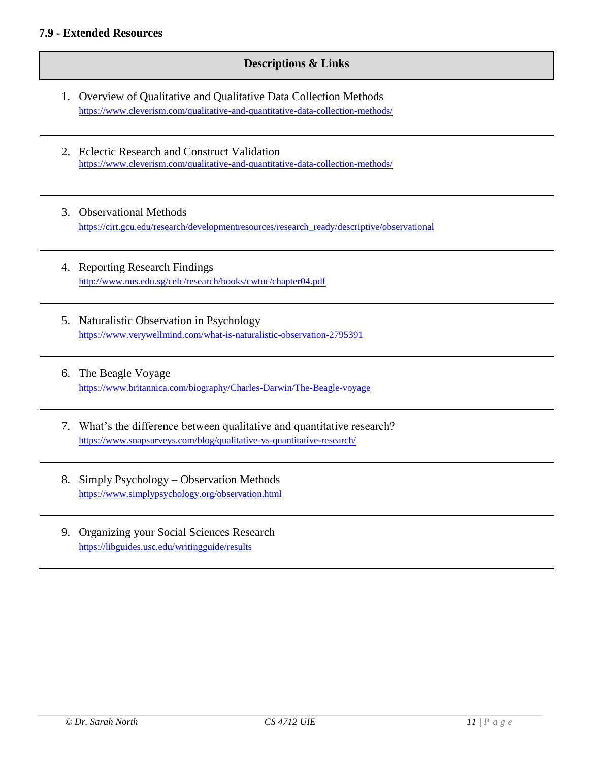### 7.9 - Extended Resources

| Descriptions & Links |
| --- |
| 1. Overview of Qualitative and Qualitative Data Collection Methods<br>https://www.cleverism.com/qualitative-and-quantitative-data-collection-methods/ |
| 2. Eclectic Research and Construct Validation<br>https://www.cleverism.com/qualitative-and-quantitative-data-collection-methods/ |
| 3. Observational Methods<br>https://cirt.gcu.edu/research/developmentresources/research_ready/descriptive/observational |
| 4. Reporting Research Findings<br>http://www.nus.edu.sg/celc/research/books/cwtuc/chapter04.pdf |
| 5. Naturalistic Observation in Psychology<br>https://www.verywellmind.com/what-is-naturalistic-observation-2795391 |
| 6. The Beagle Voyage<br>https://www.britannica.com/biography/Charles-Darwin/The-Beagle-voyage |
| 7. What's the difference between qualitative and quantitative research?<br>https://www.snapsurveys.com/blog/qualitative-vs-quantitative-research/ |
| 8. Simply Psychology – Observation Methods<br>https://www.simplypsychology.org/observation.html |
| 9. Organizing your Social Sciences Research<br>https://libguides.usc.edu/writingguide/results |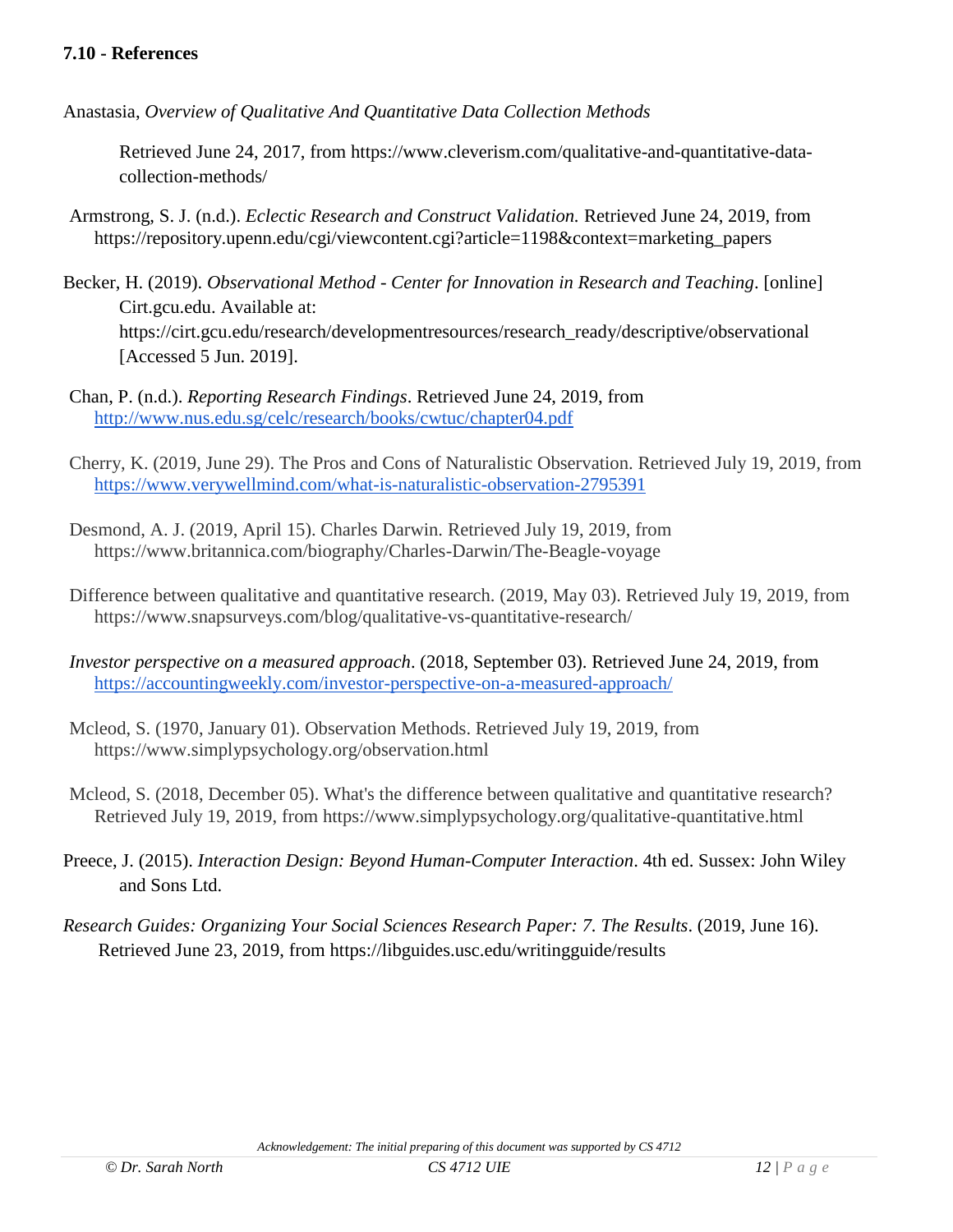**7.10 - References**

Anastasia, *Overview of Qualitative And Quantitative Data Collection Methods*

Retrieved June 24, 2017, from https://www.cleverism.com/qualitative-and-quantitative-data-collection-methods/

Armstrong, S. J. (n.d.). *Eclectic Research and Construct Validation.* Retrieved June 24, 2019, from https://repository.upenn.edu/cgi/viewcontent.cgi?article=1198&context=marketing_papers

Becker, H. (2019). *Observational Method - Center for Innovation in Research and Teaching*. [online] Cirt.gcu.edu. Available at: https://cirt.gcu.edu/research/developmentresources/research_ready/descriptive/observational [Accessed 5 Jun. 2019].

Chan, P. (n.d.). *Reporting Research Findings*. Retrieved June 24, 2019, from http://www.nus.edu.sg/celc/research/books/cwtuc/chapter04.pdf

Cherry, K. (2019, June 29). The Pros and Cons of Naturalistic Observation. Retrieved July 19, 2019, from https://www.verywellmind.com/what-is-naturalistic-observation-2795391

Desmond, A. J. (2019, April 15). Charles Darwin. Retrieved July 19, 2019, from https://www.britannica.com/biography/Charles-Darwin/The-Beagle-voyage

Difference between qualitative and quantitative research. (2019, May 03). Retrieved July 19, 2019, from https://www.snapsurveys.com/blog/qualitative-vs-quantitative-research/

*Investor perspective on a measured approach*. (2018, September 03). Retrieved June 24, 2019, from https://accountingweekly.com/investor-perspective-on-a-measured-approach/

Mcleod, S. (1970, January 01). Observation Methods. Retrieved July 19, 2019, from https://www.simplypsychology.org/observation.html

Mcleod, S. (2018, December 05). What's the difference between qualitative and quantitative research? Retrieved July 19, 2019, from https://www.simplypsychology.org/qualitative-quantitative.html

Preece, J. (2015). *Interaction Design: Beyond Human-Computer Interaction*. 4th ed. Sussex: John Wiley and Sons Ltd.

*Research Guides: Organizing Your Social Sciences Research Paper: 7. The Results*. (2019, June 16). Retrieved June 23, 2019, from https://libguides.usc.edu/writingguide/results

*Acknowledgement: The initial preparing of this document was supported by CS 4712*